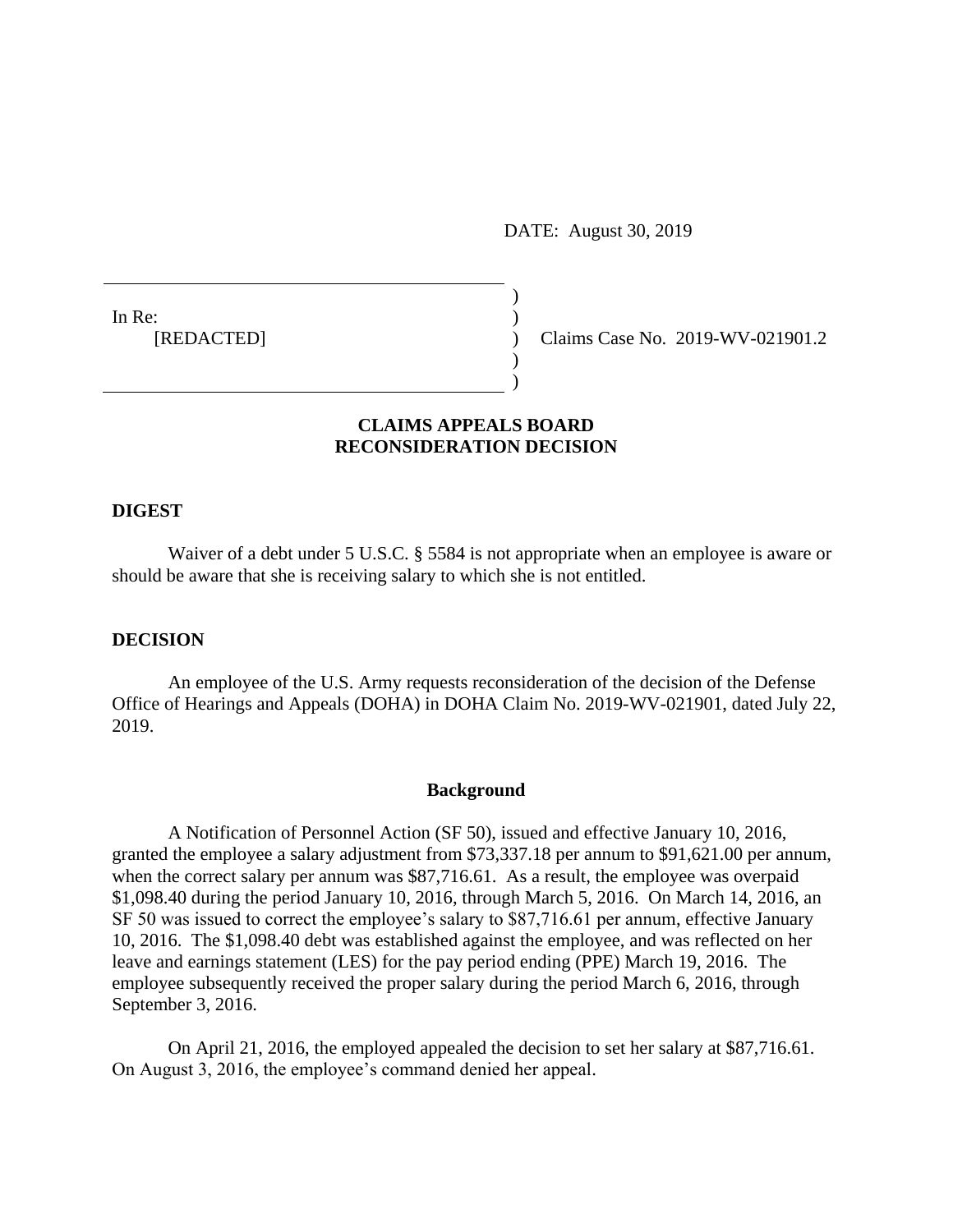DATE: August 30, 2019

In Re:
[REDACTED]

Claims Case No. 2019-WV-021901.2

## CLAIMS APPEALS BOARD
## RECONSIDERATION DECISION

### DIGEST

Waiver of a debt under 5 U.S.C. § 5584 is not appropriate when an employee is aware or should be aware that she is receiving salary to which she is not entitled.

### DECISION

An employee of the U.S. Army requests reconsideration of the decision of the Defense Office of Hearings and Appeals (DOHA) in DOHA Claim No. 2019-WV-021901, dated July 22, 2019.

#### Background

A Notification of Personnel Action (SF 50), issued and effective January 10, 2016, granted the employee a salary adjustment from $73,337.18 per annum to $91,621.00 per annum, when the correct salary per annum was $87,716.61. As a result, the employee was overpaid $1,098.40 during the period January 10, 2016, through March 5, 2016. On March 14, 2016, an SF 50 was issued to correct the employee's salary to $87,716.61 per annum, effective January 10, 2016. The $1,098.40 debt was established against the employee, and was reflected on her leave and earnings statement (LES) for the pay period ending (PPE) March 19, 2016. The employee subsequently received the proper salary during the period March 6, 2016, through September 3, 2016.

On April 21, 2016, the employed appealed the decision to set her salary at $87,716.61. On August 3, 2016, the employee's command denied her appeal.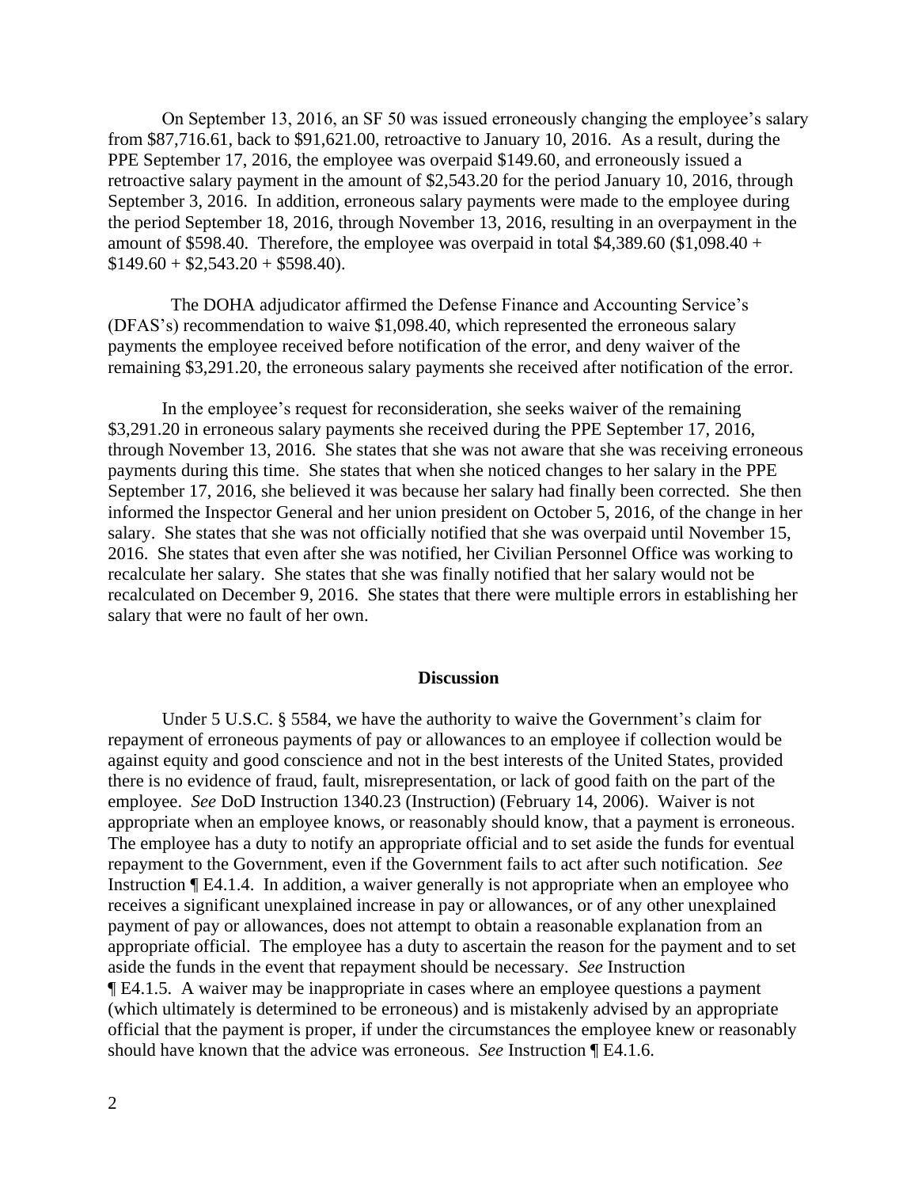On September 13, 2016, an SF 50 was issued erroneously changing the employee's salary from $87,716.61, back to $91,621.00, retroactive to January 10, 2016. As a result, during the PPE September 17, 2016, the employee was overpaid $149.60, and erroneously issued a retroactive salary payment in the amount of $2,543.20 for the period January 10, 2016, through September 3, 2016. In addition, erroneous salary payments were made to the employee during the period September 18, 2016, through November 13, 2016, resulting in an overpayment in the amount of $598.40. Therefore, the employee was overpaid in total $4,389.60 ($1,098.40 + $149.60 + $2,543.20 + $598.40).

The DOHA adjudicator affirmed the Defense Finance and Accounting Service's (DFAS's) recommendation to waive $1,098.40, which represented the erroneous salary payments the employee received before notification of the error, and deny waiver of the remaining $3,291.20, the erroneous salary payments she received after notification of the error.

In the employee's request for reconsideration, she seeks waiver of the remaining $3,291.20 in erroneous salary payments she received during the PPE September 17, 2016, through November 13, 2016. She states that she was not aware that she was receiving erroneous payments during this time. She states that when she noticed changes to her salary in the PPE September 17, 2016, she believed it was because her salary had finally been corrected. She then informed the Inspector General and her union president on October 5, 2016, of the change in her salary. She states that she was not officially notified that she was overpaid until November 15, 2016. She states that even after she was notified, her Civilian Personnel Office was working to recalculate her salary. She states that she was finally notified that her salary would not be recalculated on December 9, 2016. She states that there were multiple errors in establishing her salary that were no fault of her own.

## Discussion

Under 5 U.S.C. § 5584, we have the authority to waive the Government's claim for repayment of erroneous payments of pay or allowances to an employee if collection would be against equity and good conscience and not in the best interests of the United States, provided there is no evidence of fraud, fault, misrepresentation, or lack of good faith on the part of the employee. *See* DoD Instruction 1340.23 (Instruction) (February 14, 2006). Waiver is not appropriate when an employee knows, or reasonably should know, that a payment is erroneous. The employee has a duty to notify an appropriate official and to set aside the funds for eventual repayment to the Government, even if the Government fails to act after such notification. *See* Instruction ¶ E4.1.4. In addition, a waiver generally is not appropriate when an employee who receives a significant unexplained increase in pay or allowances, or of any other unexplained payment of pay or allowances, does not attempt to obtain a reasonable explanation from an appropriate official. The employee has a duty to ascertain the reason for the payment and to set aside the funds in the event that repayment should be necessary. *See* Instruction ¶ E4.1.5. A waiver may be inappropriate in cases where an employee questions a payment (which ultimately is determined to be erroneous) and is mistakenly advised by an appropriate official that the payment is proper, if under the circumstances the employee knew or reasonably should have known that the advice was erroneous. *See* Instruction ¶ E4.1.6.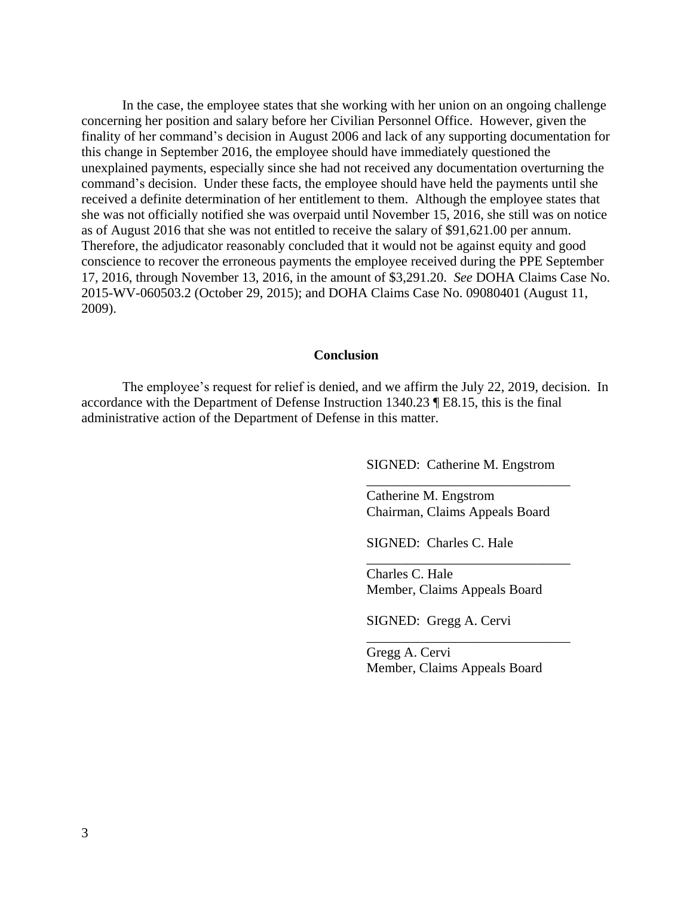In the case, the employee states that she working with her union on an ongoing challenge concerning her position and salary before her Civilian Personnel Office. However, given the finality of her command's decision in August 2006 and lack of any supporting documentation for this change in September 2016, the employee should have immediately questioned the unexplained payments, especially since she had not received any documentation overturning the command's decision. Under these facts, the employee should have held the payments until she received a definite determination of her entitlement to them. Although the employee states that she was not officially notified she was overpaid until November 15, 2016, she still was on notice as of August 2016 that she was not entitled to receive the salary of $91,621.00 per annum. Therefore, the adjudicator reasonably concluded that it would not be against equity and good conscience to recover the erroneous payments the employee received during the PPE September 17, 2016, through November 13, 2016, in the amount of $3,291.20. *See* DOHA Claims Case No. 2015-WV-060503.2 (October 29, 2015); and DOHA Claims Case No. 09080401 (August 11, 2009).

## Conclusion

The employee's request for relief is denied, and we affirm the July 22, 2019, decision. In accordance with the Department of Defense Instruction 1340.23 ¶ E8.15, this is the final administrative action of the Department of Defense in this matter.

SIGNED: Catherine M. Engstrom

Catherine M. Engstrom
Chairman, Claims Appeals Board

SIGNED: Charles C. Hale

Charles C. Hale
Member, Claims Appeals Board

SIGNED: Gregg A. Cervi

Gregg A. Cervi
Member, Claims Appeals Board